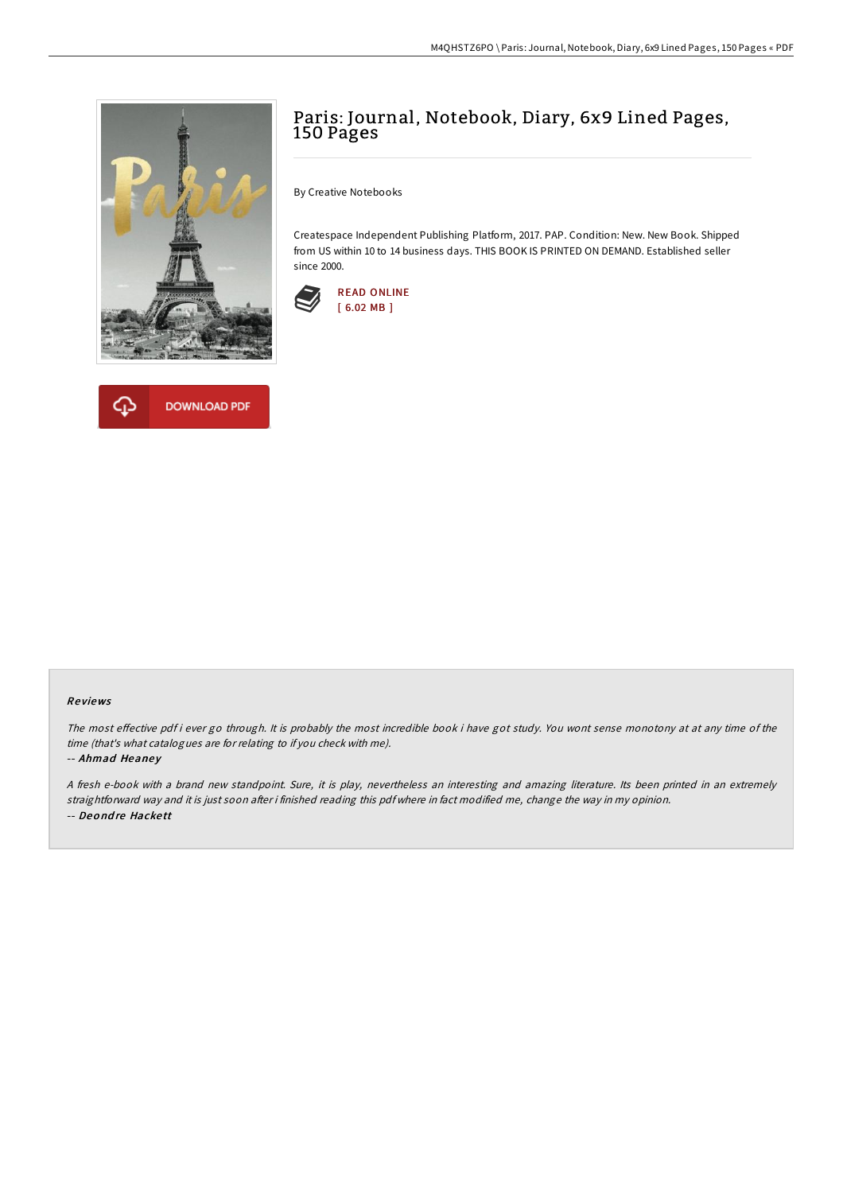# Paris: Journal, Notebook, Diary, 6x9 Lined Pages, 150 Pages

By Creative Notebooks

Createspace Independent Publishing Platform, 2017. PAP. Condition: New. New Book. Shipped from US within 10 to 14 business days. THIS BOOK IS PRINTED ON DEMAND. Established seller since 2000.

READ ONLINE
[ 6.02 MB ]

DOWNLOAD PDF

## Reviews

*The most effective pdf i ever go through. It is probably the most incredible book i have got study. You wont sense monotony at at any time of the time (that's what catalogues are for relating to if you check with me).*

-- ***Ahmad Heaney***

*A fresh e-book with a brand new standpoint. Sure, it is play, nevertheless an interesting and amazing literature. Its been printed in an extremely straightforward way and it is just soon after i finished reading this pdf where in fact modified me, change the way in my opinion.*

-- ***Deondre Hackett***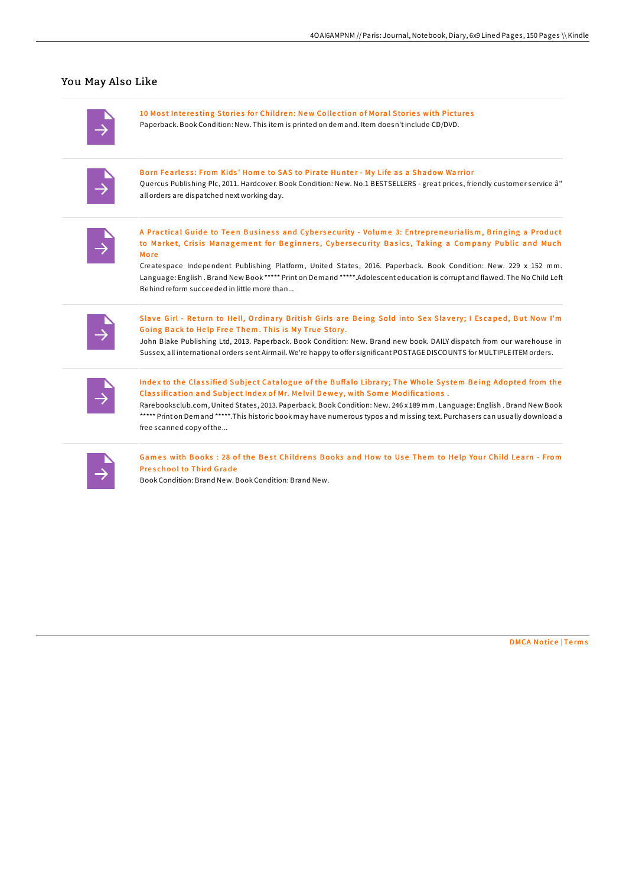## You May Also Like

**10 Most Interesting Stories for Children: New Collection of Moral Stories with Pictures**
Paperback. Book Condition: New. This item is printed on demand. Item doesn't include CD/DVD.

**Born Fearless: From Kids' Home to SAS to Pirate Hunter - My Life as a Shadow Warrior**
Quercus Publishing Plc, 2011. Hardcover. Book Condition: New. No.1 BESTSELLERS - great prices, friendly customer service â" all orders are dispatched next working day.

**A Practical Guide to Teen Business and Cybersecurity - Volume 3: Entrepreneurialism, Bringing a Product to Market, Crisis Management for Beginners, Cybersecurity Basics, Taking a Company Public and Much More**
Createspace Independent Publishing Platform, United States, 2016. Paperback. Book Condition: New. 229 x 152 mm. Language: English . Brand New Book ***** Print on Demand *****.Adolescent education is corrupt and flawed. The No Child Left Behind reform succeeded in little more than...

**Slave Girl - Return to Hell, Ordinary British Girls are Being Sold into Sex Slavery; I Escaped, But Now I'm Going Back to Help Free Them. This is My True Story.**
John Blake Publishing Ltd, 2013. Paperback. Book Condition: New. Brand new book. DAILY dispatch from our warehouse in Sussex, all international orders sent Airmail. We're happy to offer significant POSTAGE DISCOUNTS for MULTIPLE ITEM orders.

**Index to the Classified Subject Catalogue of the Buffalo Library; The Whole System Being Adopted from the Classification and Subject Index of Mr. Melvil Dewey, with Some Modifications .**
Rarebooksclub.com, United States, 2013. Paperback. Book Condition: New. 246 x 189 mm. Language: English . Brand New Book ***** Print on Demand *****.This historic book may have numerous typos and missing text. Purchasers can usually download a free scanned copy of the...

**Games with Books : 28 of the Best Childrens Books and How to Use Them to Help Your Child Learn - From Preschool to Third Grade**
Book Condition: Brand New. Book Condition: Brand New.

DMCA Notice | Terms